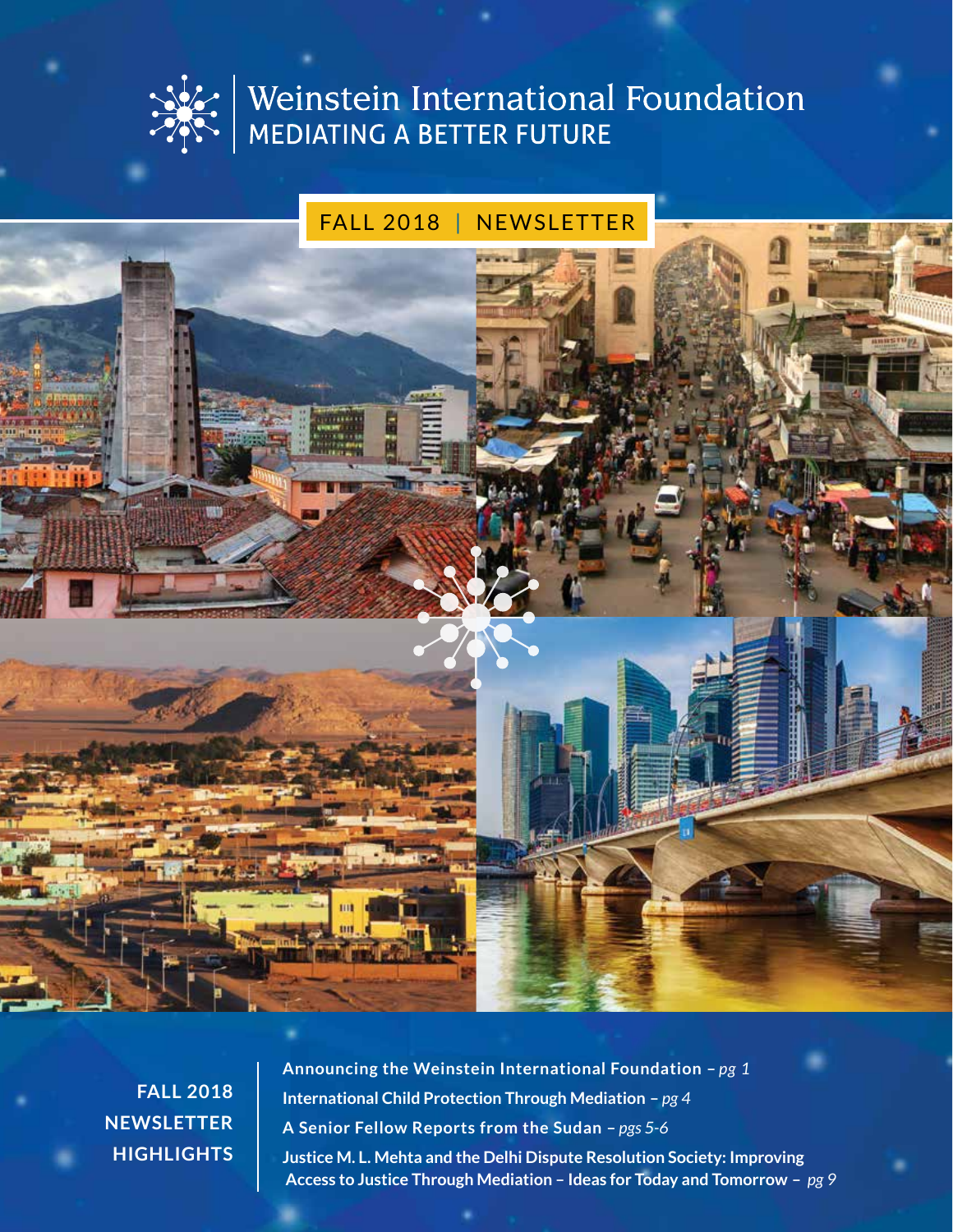# Weinstein International Foundation

## MEDIATING A BETTER FUTURE

FALL 2018 | NEWSLETTER

**FALL 2018 NEWSLETTER HIGHLIGHTS**

- **Announcing the Weinstein International Foundation** – *pg 1*
- **International Child Protection Through Mediation** – *pg 4*
- **A Senior Fellow Reports from the Sudan** – *pgs 5-6*
- **Justice M. L. Mehta and the Delhi Dispute Resolution Society: Improving Access to Justice Through Mediation – Ideas for Today and Tomorrow** – *pg 9*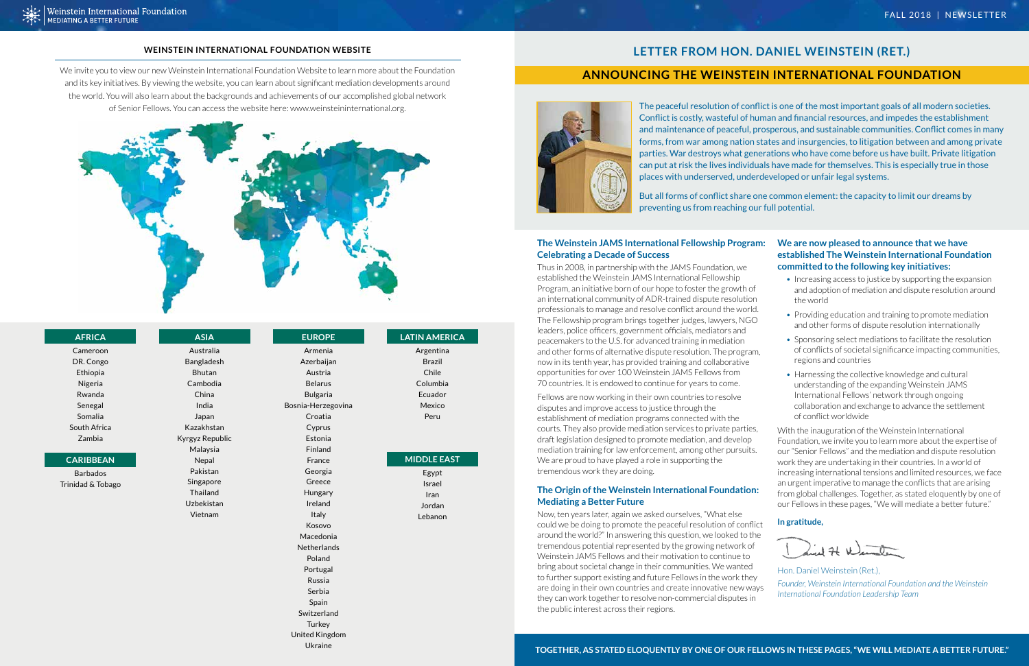## WEINSTEIN INTERNATIONAL FOUNDATION WEBSITE

We invite you to view our new Weinstein International Foundation Website to learn more about the Foundation and its key initiatives. By viewing the website, you can learn about significant mediation developments around the world. You will also learn about the backgrounds and achievements of our accomplished global network of Senior Fellows. You can access the website here: www.weinsteininternational.org.

| AFRICA | ASIA | EUROPE | LATIN AMERICA |
|---|---|---|---|
| Cameroon | Australia | Armenia | Argentina |
| DR. Congo | Bangladesh | Azerbaijan | Brazil |
| Ethiopia | Bhutan | Austria | Chile |
| Nigeria | Cambodia | Belarus | Columbia |
| Rwanda | China | Bulgaria | Ecuador |
| Senegal | India | Bosnia-Herzegovina | Mexico |
| Somalia | Japan | Croatia | Peru |
| South Africa | Kazakhstan | Cyprus | |
| Zambia | Kyrgyz Republic | Estonia | |
| | Malaysia | Finland | |
| **CARIBBEAN** | Nepal | France | **MIDDLE EAST** |
| Barbados | Pakistan | Georgia | Egypt |
| Trinidad & Tobago | Singapore | Greece | Israel |
| | Thailand | Hungary | Iran |
| | Uzbekistan | Ireland | Jordan |
| | Vietnam | Italy | Lebanon |
| | | Kosovo | |
| | | Macedonia | |
| | | Netherlands | |
| | | Poland | |
| | | Portugal | |
| | | Russia | |
| | | Serbia | |
| | | Spain | |
| | | Switzerland | |
| | | Turkey | |
| | | United Kingdom | |
| | | Ukraine | |

## LETTER FROM HON. DANIEL WEINSTEIN (RET.)

## ANNOUNCING THE WEINSTEIN INTERNATIONAL FOUNDATION

The peaceful resolution of conflict is one of the most important goals of all modern societies. Conflict is costly, wasteful of human and financial resources, and impedes the establishment and maintenance of peaceful, prosperous, and sustainable communities. Conflict comes in many forms, from war among nation states and insurgencies, to litigation between and among private parties. War destroys what generations who have come before us have built. Private litigation can put at risk the lives individuals have made for themselves. This is especially true in those places with underserved, underdeveloped or unfair legal systems.

But all forms of conflict share one common element: the capacity to limit our dreams by preventing us from reaching our full potential.

### The Weinstein JAMS International Fellowship Program: Celebrating a Decade of Success

Thus in 2008, in partnership with the JAMS Foundation, we established the Weinstein JAMS International Fellowship Program, an initiative born of our hope to foster the growth of an international community of ADR-trained dispute resolution professionals to manage and resolve conflict around the world. The Fellowship program brings together judges, lawyers, NGO leaders, police officers, government officials, mediators and peacemakers to the U.S. for advanced training in mediation and other forms of alternative dispute resolution. The program, now in its tenth year, has provided training and collaborative opportunities for over 100 Weinstein JAMS Fellows from 70 countries. It is endowed to continue for years to come.

Fellows are now working in their own countries to resolve disputes and improve access to justice through the establishment of mediation programs connected with the courts. They also provide mediation services to private parties, draft legislation designed to promote mediation, and develop mediation training for law enforcement, among other pursuits. We are proud to have played a role in supporting the tremendous work they are doing.

### The Origin of the Weinstein International Foundation: Mediating a Better Future

Now, ten years later, again we asked ourselves, "What else could we be doing to promote the peaceful resolution of conflict around the world?" In answering this question, we looked to the tremendous potential represented by the growing network of Weinstein JAMS Fellows and their motivation to continue to bring about societal change in their communities. We wanted to further support existing and future Fellows in the work they are doing in their own countries and create innovative new ways they can work together to resolve non-commercial disputes in the public interest across their regions.

### We are now pleased to announce that we have established The Weinstein International Foundation committed to the following key initiatives:

- Increasing access to justice by supporting the expansion and adoption of mediation and dispute resolution around the world
- Providing education and training to promote mediation and other forms of dispute resolution internationally
- Sponsoring select mediations to facilitate the resolution of conflicts of societal significance impacting communities, regions and countries
- Harnessing the collective knowledge and cultural understanding of the expanding Weinstein JAMS International Fellows' network through ongoing collaboration and exchange to advance the settlement of conflict worldwide

With the inauguration of the Weinstein International Foundation, we invite you to learn more about the expertise of our "Senior Fellows" and the mediation and dispute resolution work they are undertaking in their countries. In a world of increasing international tensions and limited resources, we face an urgent imperative to manage the conflicts that are arising from global challenges. Together, as stated eloquently by one of our Fellows in these pages, "We will mediate a better future."

**In gratitude,**

Hon. Daniel Weinstein (Ret.),
*Founder, Weinstein International Foundation and the Weinstein International Foundation Leadership Team*

**TOGETHER, AS STATED ELOQUENTLY BY ONE OF OUR FELLOWS IN THESE PAGES, "WE WILL MEDIATE A BETTER FUTURE."**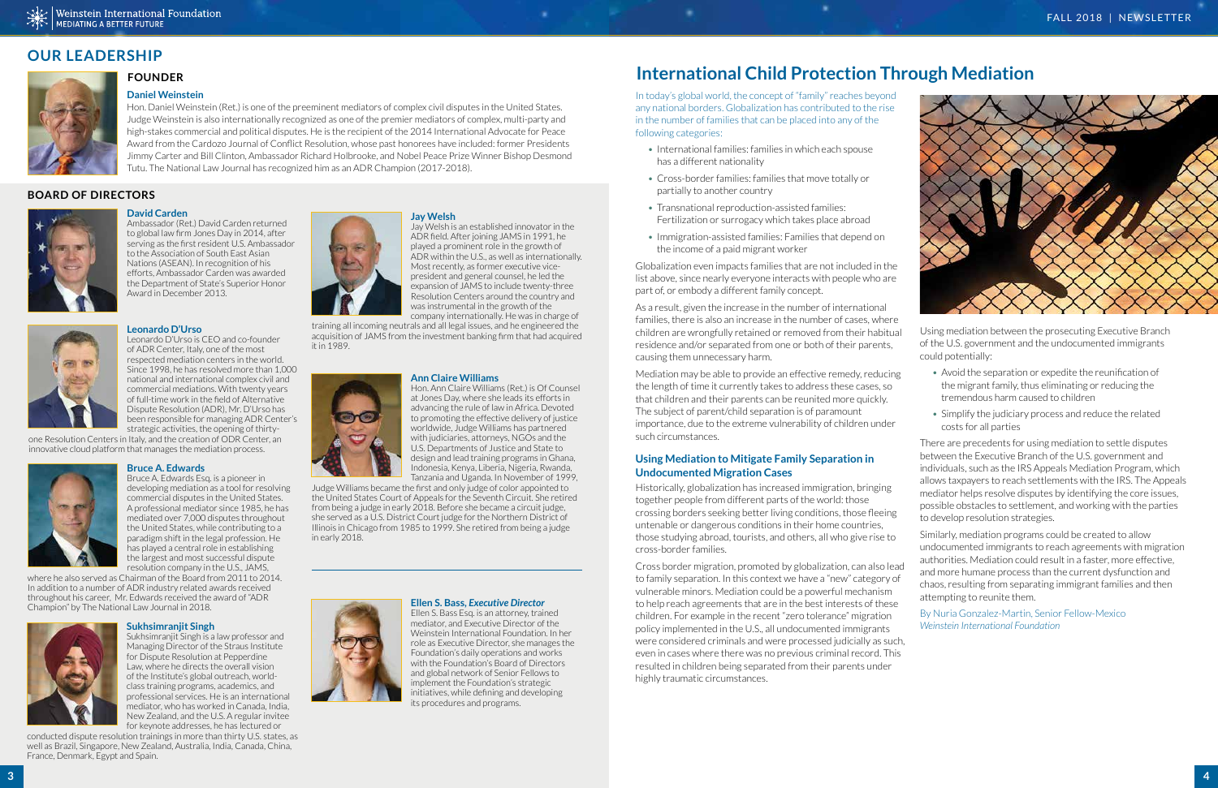## OUR LEADERSHIP

### FOUNDER

**Daniel Weinstein**

Hon. Daniel Weinstein (Ret.) is one of the preeminent mediators of complex civil disputes in the United States. Judge Weinstein is also internationally recognized as one of the premier mediators of complex, multi-party and high-stakes commercial and political disputes. He is the recipient of the 2014 International Advocate for Peace Award from the Cardozo Journal of Conflict Resolution, whose past honorees have included: former Presidents Jimmy Carter and Bill Clinton, Ambassador Richard Holbrooke, and Nobel Peace Prize Winner Bishop Desmond Tutu. The National Law Journal has recognized him as an ADR Champion (2017-2018).

### BOARD OF DIRECTORS

**David Carden**

Ambassador (Ret.) David Carden returned to global law firm Jones Day in 2014, after serving as the first resident U.S. Ambassador to the Association of South East Asian Nations (ASEAN). In recognition of his efforts, Ambassador Carden was awarded the Department of State's Superior Honor Award in December 2013.

**Leonardo D'Urso**

Leonardo D'Urso is CEO and co-founder of ADR Center, Italy, one of the most respected mediation centers in the world. Since 1998, he has resolved more than 1,000 national and international complex civil and commercial mediations. With twenty years of full-time work in the field of Alternative Dispute Resolution (ADR), Mr. D'Urso has been responsible for managing ADR Center's strategic activities, the opening of thirty-one Resolution Centers in Italy, and the creation of ODR Center, an innovative cloud platform that manages the mediation process.

**Bruce A. Edwards**

Bruce A. Edwards Esq. is a pioneer in developing mediation as a tool for resolving commercial disputes in the United States. A professional mediator since 1985, he has mediated over 7,000 disputes throughout the United States, while contributing to a paradigm shift in the legal profession. He has played a central role in establishing the largest and most successful dispute resolution company in the U.S., JAMS, where he also served as Chairman of the Board from 2011 to 2014. In addition to a number of ADR industry related awards received throughout his career, Mr. Edwards received the award of "ADR Champion" by The National Law Journal in 2018.

**Sukhsimranjit Singh**

Sukhsimranjit Singh is a law professor and Managing Director of the Straus Institute for Dispute Resolution at Pepperdine Law, where he directs the overall vision of the Institute's global outreach, world-class training programs, academics, and professional services. He is an international mediator, who has worked in Canada, India, New Zealand, and the U.S. A regular invitee for keynote addresses, he has lectured or conducted dispute resolution trainings in more than thirty U.S. states, as well as Brazil, Singapore, New Zealand, Australia, India, Canada, China, France, Denmark, Egypt and Spain.

**Jay Welsh**

Jay Welsh is an established innovator in the ADR field. After joining JAMS in 1991, he played a prominent role in the growth of ADR within the U.S., as well as internationally. Most recently, as former executive vice-president and general counsel, he led the expansion of JAMS to include twenty-three Resolution Centers around the country and was instrumental in the growth of the company internationally. He was in charge of training all incoming neutrals and all legal issues, and he engineered the acquisition of JAMS from the investment banking firm that had acquired it in 1989.

**Ann Claire Williams**

Hon. Ann Claire Williams (Ret.) is Of Counsel at Jones Day, where she leads its efforts in advancing the rule of law in Africa. Devoted to promoting the effective delivery of justice worldwide, Judge Williams has partnered with judiciaries, attorneys, NGOs and the U.S. Departments of Justice and State to design and lead training programs in Ghana, Indonesia, Kenya, Liberia, Nigeria, Rwanda, Tanzania and Uganda. In November of 1999, Judge Williams became the first and only judge of color appointed to the United States Court of Appeals for the Seventh Circuit. She retired from being a judge in early 2018. Before she became a circuit judge, she served as a U.S. District Court judge for the Northern District of Illinois in Chicago from 1985 to 1999. She retired from being a judge in early 2018.

**Ellen S. Bass, *Executive Director***

Ellen S. Bass Esq. is an attorney, trained mediator, and Executive Director of the Weinstein International Foundation. In her role as Executive Director, she manages the Foundation's daily operations and works with the Foundation's Board of Directors and global network of Senior Fellows to implement the Foundation's strategic initiatives, while defining and developing its procedures and programs.

# International Child Protection Through Mediation

In today's global world, the concept of "family" reaches beyond any national borders. Globalization has contributed to the rise in the number of families that can be placed into any of the following categories:

- International families: families in which each spouse has a different nationality
- Cross-border families: families that move totally or partially to another country
- Transnational reproduction-assisted families: Fertilization or surrogacy which takes place abroad
- Immigration-assisted families: Families that depend on the income of a paid migrant worker

Globalization even impacts families that are not included in the list above, since nearly everyone interacts with people who are part of, or embody a different family concept.

As a result, given the increase in the number of international families, there is also an increase in the number of cases, where children are wrongfully retained or removed from their habitual residence and/or separated from one or both of their parents, causing them unnecessary harm.

Mediation may be able to provide an effective remedy, reducing the length of time it currently takes to address these cases, so that children and their parents can be reunited more quickly. The subject of parent/child separation is of paramount importance, due to the extreme vulnerability of children under such circumstances.

### Using Mediation to Mitigate Family Separation in Undocumented Migration Cases

Historically, globalization has increased immigration, bringing together people from different parts of the world: those crossing borders seeking better living conditions, those fleeing untenable or dangerous conditions in their home countries, those studying abroad, tourists, and others, all who give rise to cross-border families.

Cross border migration, promoted by globalization, can also lead to family separation. In this context we have a "new" category of vulnerable minors. Mediation could be a powerful mechanism to help reach agreements that are in the best interests of these children. For example in the recent "zero tolerance" migration policy implemented in the U.S., all undocumented immigrants were considered criminals and were processed judicially as such, even in cases where there was no previous criminal record. This resulted in children being separated from their parents under highly traumatic circumstances.

Using mediation between the prosecuting Executive Branch of the U.S. government and the undocumented immigrants could potentially:

- Avoid the separation or expedite the reunification of the migrant family, thus eliminating or reducing the tremendous harm caused to children
- Simplify the judiciary process and reduce the related costs for all parties

There are precedents for using mediation to settle disputes between the Executive Branch of the U.S. government and individuals, such as the IRS Appeals Mediation Program, which allows taxpayers to reach settlements with the IRS. The Appeals mediator helps resolve disputes by identifying the core issues, possible obstacles to settlement, and working with the parties to develop resolution strategies.

Similarly, mediation programs could be created to allow undocumented immigrants to reach agreements with migration authorities. Mediation could result in a faster, more effective, and more humane process than the current dysfunction and chaos, resulting from separating immigrant families and then attempting to reunite them.

By Nuria Gonzalez-Martin, Senior Fellow-Mexico
*Weinstein International Foundation*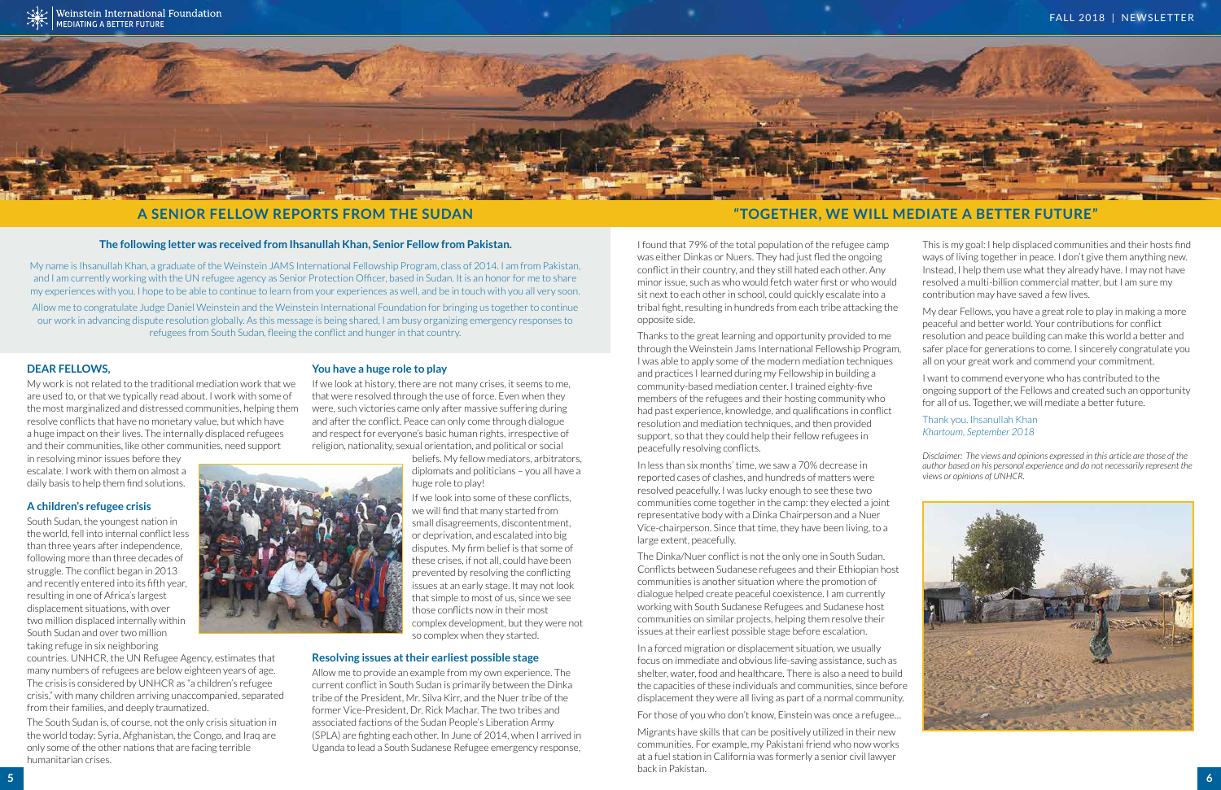# A SENIOR FELLOW REPORTS FROM THE SUDAN

**The following letter was received from Ihsanullah Khan, Senior Fellow from Pakistan.**

My name is Ihsanullah Khan, a graduate of the Weinstein JAMS International Fellowship Program, class of 2014. I am from Pakistan, and I am currently working with the UN refugee agency as Senior Protection Officer, based in Sudan. It is an honor for me to share my experiences with you. I hope to be able to continue to learn from your experiences as well, and be in touch with you all very soon.

Allow me to congratulate Judge Daniel Weinstein and the Weinstein International Foundation for bringing us together to continue our work in advancing dispute resolution globally. As this message is being shared, I am busy organizing emergency responses to refugees from South Sudan, fleeing the conflict and hunger in that country.

## DEAR FELLOWS,

My work is not related to the traditional mediation work that we are used to, or that we typically read about. I work with some of the most marginalized and distressed communities, helping them resolve conflicts that have no monetary value, but which have a huge impact on their lives. The internally displaced refugees and their communities, like other communities, need support in resolving minor issues before they escalate. I work with them on almost a daily basis to help them find solutions.

### A children's refugee crisis

South Sudan, the youngest nation in the world, fell into internal conflict less than three years after independence, following more than three decades of struggle. The conflict began in 2013 and recently entered into its fifth year, resulting in one of Africa's largest displacement situations, with over two million displaced internally within South Sudan and over two million taking refuge in six neighboring countries. UNHCR, the UN Refugee Agency, estimates that many numbers of refugees are below eighteen years of age. The crisis is considered by UNHCR as "a children's refugee crisis," with many children arriving unaccompanied, separated from their families, and deeply traumatized.

The South Sudan is, of course, not the only crisis situation in the world today: Syria, Afghanistan, the Congo, and Iraq are only some of the other nations that are facing terrible humanitarian crises.

### You have a huge role to play

If we look at history, there are not many crises, it seems to me, that were resolved through the use of force. Even when they were, such victories came only after massive suffering during and after the conflict. Peace can only come through dialogue and respect for everyone's basic human rights, irrespective of religion, nationality, sexual orientation, and political or social beliefs. My fellow mediators, arbitrators, diplomats and politicians – you all have a huge role to play!

If we look into some of these conflicts, we will find that many started from small disagreements, discontentment, or deprivation, and escalated into big disputes. My firm belief is that some of these crises, if not all, could have been prevented by resolving the conflicting issues at an early stage. It may not look that simple to most of us, since we see those conflicts now in their most complex development, but they were not so complex when they started.

### Resolving issues at their earliest possible stage

Allow me to provide an example from my own experience. The current conflict in South Sudan is primarily between the Dinka tribe of the President, Mr. Silva Kirr, and the Nuer tribe of the former Vice-President, Dr. Rick Machar. The two tribes and associated factions of the Sudan People's Liberation Army (SPLA) are fighting each other. In June of 2014, when I arrived in Uganda to lead a South Sudanese Refugee emergency response, I found that 79% of the total population of the refugee camp was either Dinkas or Nuers. They had just fled the ongoing conflict in their country, and they still hated each other. Any minor issue, such as who would fetch water first or who would sit next to each other in school, could quickly escalate into a tribal fight, resulting in hundreds from each tribe attacking the opposite side.

Thanks to the great learning and opportunity provided to me through the Weinstein Jams International Fellowship Program, I was able to apply some of the modern mediation techniques and practices I learned during my Fellowship in building a community-based mediation center. I trained eighty-five members of the refugees and their hosting community who had past experience, knowledge, and qualifications in conflict resolution and mediation techniques, and then provided support, so that they could help their fellow refugees in peacefully resolving conflicts.

In less than six months' time, we saw a 70% decrease in reported cases of clashes, and hundreds of matters were resolved peacefully. I was lucky enough to see these two communities come together in the camp: they elected a joint representative body with a Dinka Chairperson and a Nuer Vice-chairperson. Since that time, they have been living, to a large extent, peacefully.

The Dinka/Nuer conflict is not the only one in South Sudan. Conflicts between Sudanese refugees and their Ethiopian host communities is another situation where the promotion of dialogue helped create peaceful coexistence. I am currently working with South Sudanese Refugees and Sudanese host communities on similar projects, helping them resolve their issues at their earliest possible stage before escalation.

In a forced migration or displacement situation, we usually focus on immediate and obvious life-saving assistance, such as shelter, water, food and healthcare. There is also a need to build the capacities of these individuals and communities, since before displacement they were all living as part of a normal community.

For those of you who don't know, Einstein was once a refugee…

Migrants have skills that can be positively utilized in their new communities. For example, my Pakistani friend who now works at a fuel station in California was formerly a senior civil lawyer back in Pakistan.

# "TOGETHER, WE WILL MEDIATE A BETTER FUTURE"

This is my goal: I help displaced communities and their hosts find ways of living together in peace. I don't give them anything new. Instead, I help them use what they already have. I may not have resolved a multi-billion commercial matter, but I am sure my contribution may have saved a few lives.

My dear Fellows, you have a great role to play in making a more peaceful and better world. Your contributions for conflict resolution and peace building can make this world a better and safer place for generations to come. I sincerely congratulate you all on your great work and commend your commitment.

I want to commend everyone who has contributed to the ongoing support of the Fellows and created such an opportunity for all of us. Together, we will mediate a better future.

Thank you, Ihsanullah Khan
*Khartoum, September 2018*

*Disclaimer: The views and opinions expressed in this article are those of the author based on his personal experience and do not necessarily represent the views or opinions of UNHCR.*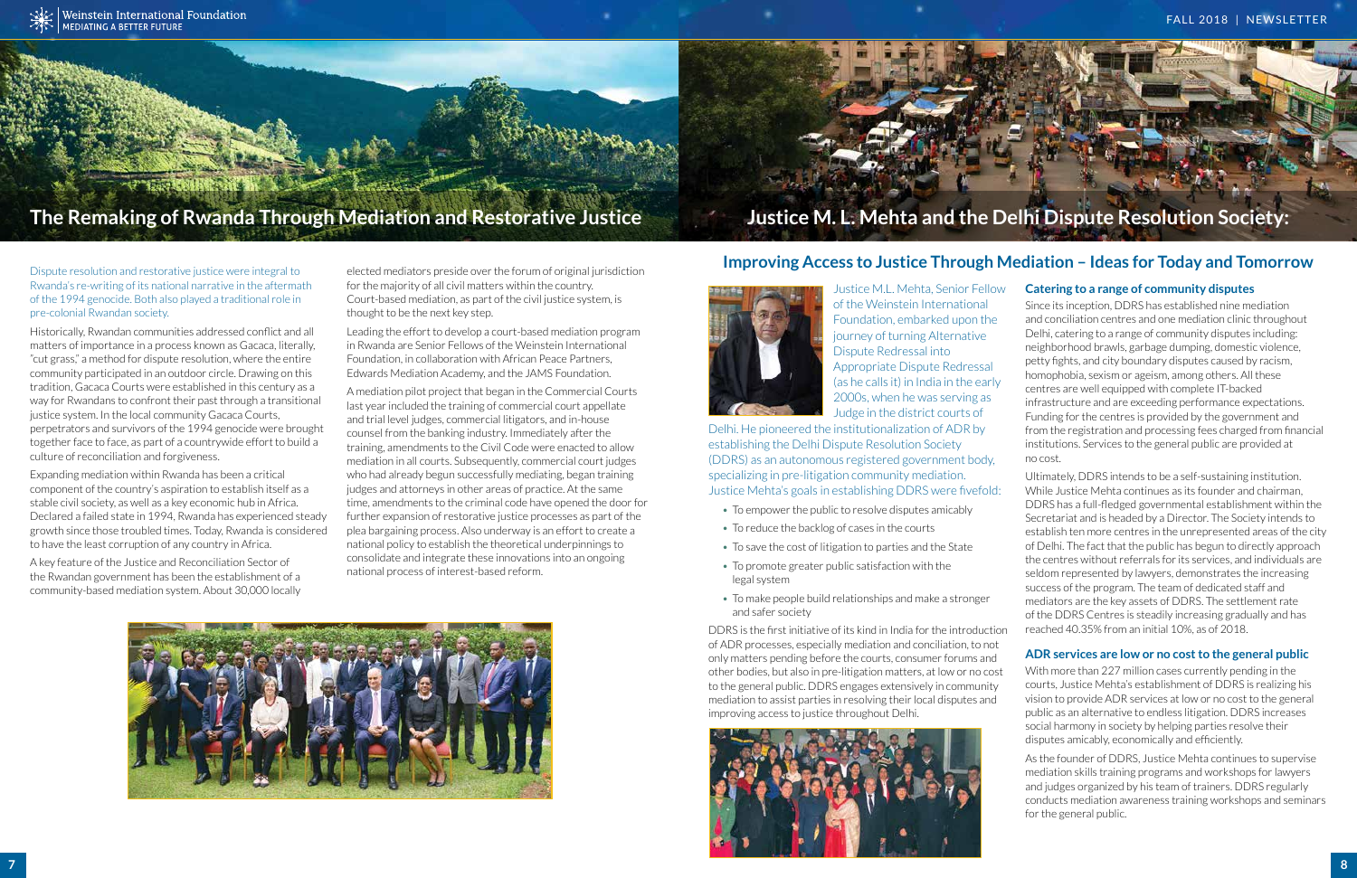# The Remaking of Rwanda Through Mediation and Restorative Justice

Dispute resolution and restorative justice were integral to Rwanda's re-writing of its national narrative in the aftermath of the 1994 genocide. Both also played a traditional role in pre-colonial Rwandan society.

Historically, Rwandan communities addressed conflict and all matters of importance in a process known as Gacaca, literally, "cut grass," a method for dispute resolution, where the entire community participated in an outdoor circle. Drawing on this tradition, Gacaca Courts were established in this century as a way for Rwandans to confront their past through a transitional justice system. In the local community Gacaca Courts, perpetrators and survivors of the 1994 genocide were brought together face to face, as part of a countrywide effort to build a culture of reconciliation and forgiveness.

Expanding mediation within Rwanda has been a critical component of the country's aspiration to establish itself as a stable civil society, as well as a key economic hub in Africa. Declared a failed state in 1994, Rwanda has experienced steady growth since those troubled times. Today, Rwanda is considered to have the least corruption of any country in Africa.

A key feature of the Justice and Reconciliation Sector of the Rwandan government has been the establishment of a community-based mediation system. About 30,000 locally elected mediators preside over the forum of original jurisdiction for the majority of all civil matters within the country. Court-based mediation, as part of the civil justice system, is thought to be the next key step.

Leading the effort to develop a court-based mediation program in Rwanda are Senior Fellows of the Weinstein International Foundation, in collaboration with African Peace Partners, Edwards Mediation Academy, and the JAMS Foundation.

A mediation pilot project that began in the Commercial Courts last year included the training of commercial court appellate and trial level judges, commercial litigators, and in-house counsel from the banking industry. Immediately after the training, amendments to the Civil Code were enacted to allow mediation in all courts. Subsequently, commercial court judges who had already begun successfully mediating, began training judges and attorneys in other areas of practice. At the same time, amendments to the criminal code have opened the door for further expansion of restorative justice processes as part of the plea bargaining process. Also underway is an effort to create a national policy to establish the theoretical underpinnings to consolidate and integrate these innovations into an ongoing national process of interest-based reform.

# Justice M. L. Mehta and the Delhi Dispute Resolution Society:

## Improving Access to Justice Through Mediation – Ideas for Today and Tomorrow

Justice M.L. Mehta, Senior Fellow of the Weinstein International Foundation, embarked upon the journey of turning Alternative Dispute Redressal into Appropriate Dispute Redressal (as he calls it) in India in the early 2000s, when he was serving as Judge in the district courts of Delhi. He pioneered the institutionalization of ADR by establishing the Delhi Dispute Resolution Society (DDRS) as an autonomous registered government body, specializing in pre-litigation community mediation. Justice Mehta's goals in establishing DDRS were fivefold:

- To empower the public to resolve disputes amicably
- To reduce the backlog of cases in the courts
- To save the cost of litigation to parties and the State
- To promote greater public satisfaction with the legal system
- To make people build relationships and make a stronger and safer society

DDRS is the first initiative of its kind in India for the introduction of ADR processes, especially mediation and conciliation, to not only matters pending before the courts, consumer forums and other bodies, but also in pre-litigation matters, at low or no cost to the general public. DDRS engages extensively in community mediation to assist parties in resolving their local disputes and improving access to justice throughout Delhi.

### Catering to a range of community disputes

Since its inception, DDRS has established nine mediation and conciliation centres and one mediation clinic throughout Delhi, catering to a range of community disputes including: neighborhood brawls, garbage dumping, domestic violence, petty fights, and city boundary disputes caused by racism, homophobia, sexism or ageism, among others. All these centres are well equipped with complete IT-backed infrastructure and are exceeding performance expectations. Funding for the centres is provided by the government and from the registration and processing fees charged from financial institutions. Services to the general public are provided at no cost.

Ultimately, DDRS intends to be a self-sustaining institution. While Justice Mehta continues as its founder and chairman, DDRS has a full-fledged governmental establishment within the Secretariat and is headed by a Director. The Society intends to establish ten more centres in the unrepresented areas of the city of Delhi. The fact that the public has begun to directly approach the centres without referrals for its services, and individuals are seldom represented by lawyers, demonstrates the increasing success of the program. The team of dedicated staff and mediators are the key assets of DDRS. The settlement rate of the DDRS Centres is steadily increasing gradually and has reached 40.35% from an initial 10%, as of 2018.

### ADR services are low or no cost to the general public

With more than 227 million cases currently pending in the courts, Justice Mehta's establishment of DDRS is realizing his vision to provide ADR services at low or no cost to the general public as an alternative to endless litigation. DDRS increases social harmony in society by helping parties resolve their disputes amicably, economically and efficiently.

As the founder of DDRS, Justice Mehta continues to supervise mediation skills training programs and workshops for lawyers and judges organized by his team of trainers. DDRS regularly conducts mediation awareness training workshops and seminars for the general public.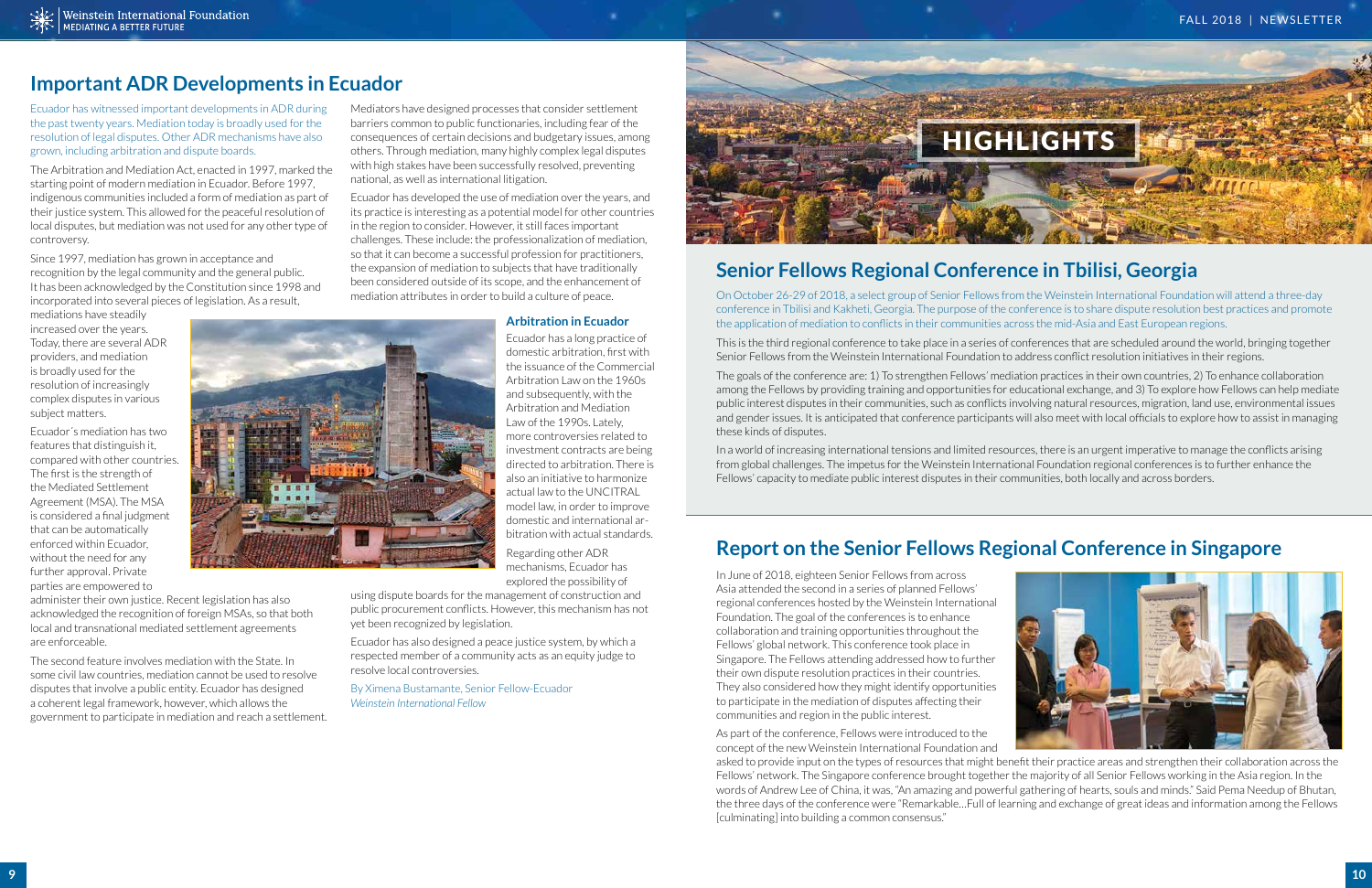## Important ADR Developments in Ecuador

Ecuador has witnessed important developments in ADR during the past twenty years. Mediation today is broadly used for the resolution of legal disputes. Other ADR mechanisms have also grown, including arbitration and dispute boards.

The Arbitration and Mediation Act, enacted in 1997, marked the starting point of modern mediation in Ecuador. Before 1997, indigenous communities included a form of mediation as part of their justice system. This allowed for the peaceful resolution of local disputes, but mediation was not used for any other type of controversy.

Since 1997, mediation has grown in acceptance and recognition by the legal community and the general public. It has been acknowledged by the Constitution since 1998 and incorporated into several pieces of legislation. As a result, mediations have steadily increased over the years. Today, there are several ADR providers, and mediation is broadly used for the resolution of increasingly complex disputes in various subject matters.

Ecuador's mediation has two features that distinguish it, compared with other countries. The first is the strength of the Mediated Settlement Agreement (MSA). The MSA is considered a final judgment that can be automatically enforced within Ecuador, without the need for any further approval. Private parties are empowered to administer their own justice. Recent legislation has also acknowledged the recognition of foreign MSAs, so that both local and transnational mediated settlement agreements are enforceable.

The second feature involves mediation with the State. In some civil law countries, mediation cannot be used to resolve disputes that involve a public entity. Ecuador has designed a coherent legal framework, however, which allows the government to participate in mediation and reach a settlement. Mediators have designed processes that consider settlement barriers common to public functionaries, including fear of the consequences of certain decisions and budgetary issues, among others. Through mediation, many highly complex legal disputes with high stakes have been successfully resolved, preventing national, as well as international litigation.

Ecuador has developed the use of mediation over the years, and its practice is interesting as a potential model for other countries in the region to consider. However, it still faces important challenges. These include: the professionalization of mediation, so that it can become a successful profession for practitioners, the expansion of mediation to subjects that have traditionally been considered outside of its scope, and the enhancement of mediation attributes in order to build a culture of peace.

### Arbitration in Ecuador

Ecuador has a long practice of domestic arbitration, first with the issuance of the Commercial Arbitration Law on the 1960s and subsequently, with the Arbitration and Mediation Law of the 1990s. Lately, more controversies related to investment contracts are being directed to arbitration. There is also an initiative to harmonize actual law to the UNCITRAL model law, in order to improve domestic and international arbitration with actual standards.

Regarding other ADR mechanisms, Ecuador has explored the possibility of using dispute boards for the management of construction and public procurement conflicts. However, this mechanism has not yet been recognized by legislation.

Ecuador has also designed a peace justice system, by which a respected member of a community acts as an equity judge to resolve local controversies.

By Ximena Bustamante, Senior Fellow-Ecuador
*Weinstein International Fellow*

# HIGHLIGHTS

## Senior Fellows Regional Conference in Tbilisi, Georgia

On October 26-29 of 2018, a select group of Senior Fellows from the Weinstein International Foundation will attend a three-day conference in Tbilisi and Kakheti, Georgia. The purpose of the conference is to share dispute resolution best practices and promote the application of mediation to conflicts in their communities across the mid-Asia and East European regions.

This is the third regional conference to take place in a series of conferences that are scheduled around the world, bringing together Senior Fellows from the Weinstein International Foundation to address conflict resolution initiatives in their regions.

The goals of the conference are: 1) To strengthen Fellows' mediation practices in their own countries, 2) To enhance collaboration among the Fellows by providing training and opportunities for educational exchange, and 3) To explore how Fellows can help mediate public interest disputes in their communities, such as conflicts involving natural resources, migration, land use, environmental issues and gender issues. It is anticipated that conference participants will also meet with local officials to explore how to assist in managing these kinds of disputes.

In a world of increasing international tensions and limited resources, there is an urgent imperative to manage the conflicts arising from global challenges. The impetus for the Weinstein International Foundation regional conferences is to further enhance the Fellows' capacity to mediate public interest disputes in their communities, both locally and across borders.

## Report on the Senior Fellows Regional Conference in Singapore

In June of 2018, eighteen Senior Fellows from across Asia attended the second in a series of planned Fellows' regional conferences hosted by the Weinstein International Foundation. The goal of the conferences is to enhance collaboration and training opportunities throughout the Fellows' global network. This conference took place in Singapore. The Fellows attending addressed how to further their own dispute resolution practices in their countries. They also considered how they might identify opportunities to participate in the mediation of disputes affecting their communities and region in the public interest.

As part of the conference, Fellows were introduced to the concept of the new Weinstein International Foundation and asked to provide input on the types of resources that might benefit their practice areas and strengthen their collaboration across the Fellows' network. The Singapore conference brought together the majority of all Senior Fellows working in the Asia region. In the words of Andrew Lee of China, it was, "An amazing and powerful gathering of hearts, souls and minds." Said Pema Needup of Bhutan, the three days of the conference were "Remarkable…Full of learning and exchange of great ideas and information among the Fellows [culminating] into building a common consensus."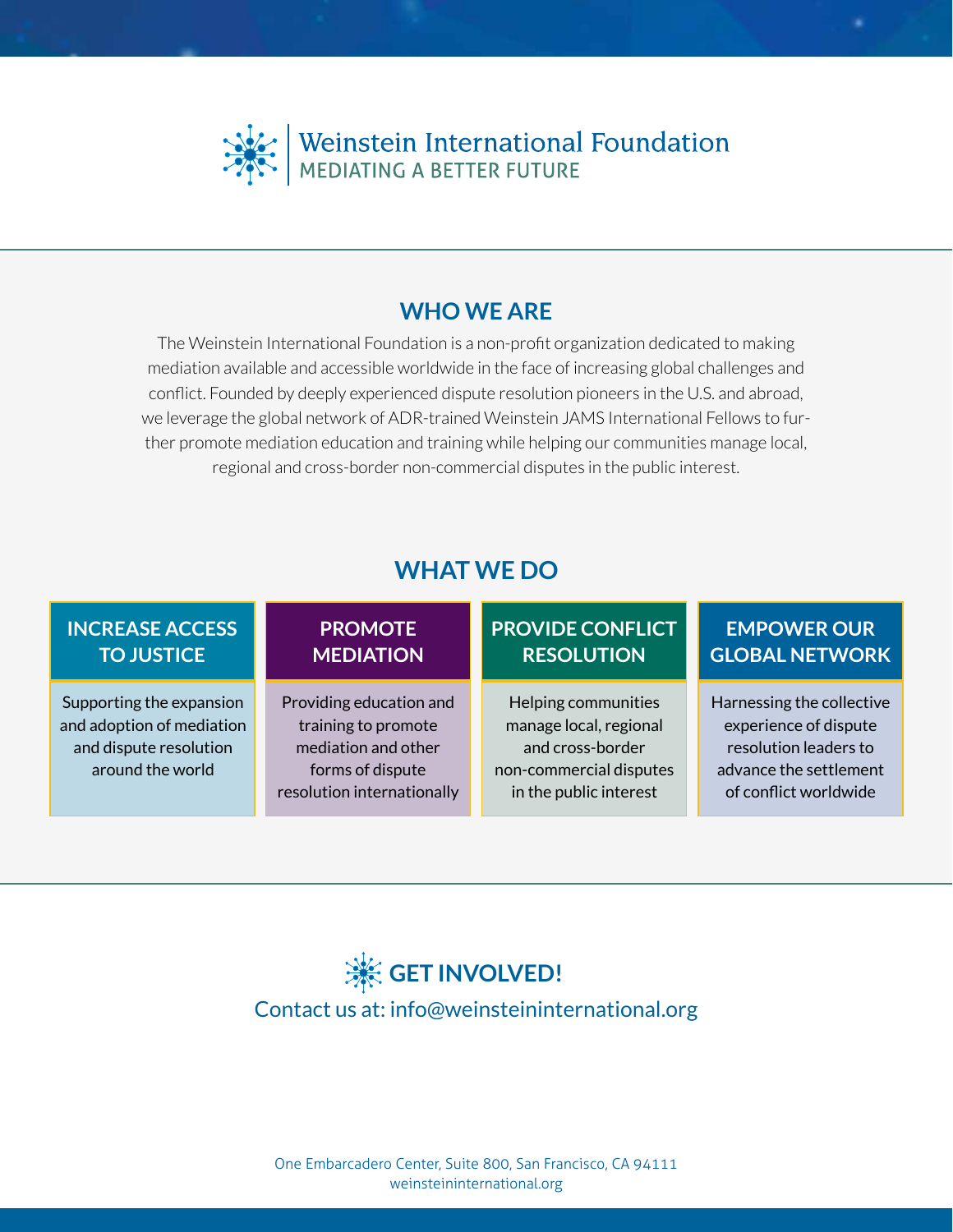# Weinstein International Foundation

MEDIATING A BETTER FUTURE

## WHO WE ARE

The Weinstein International Foundation is a non-profit organization dedicated to making mediation available and accessible worldwide in the face of increasing global challenges and conflict. Founded by deeply experienced dispute resolution pioneers in the U.S. and abroad, we leverage the global network of ADR-trained Weinstein JAMS International Fellows to further promote mediation education and training while helping our communities manage local, regional and cross-border non-commercial disputes in the public interest.

## WHAT WE DO

### INCREASE ACCESS TO JUSTICE

Supporting the expansion and adoption of mediation and dispute resolution around the world

### PROMOTE MEDIATION

Providing education and training to promote mediation and other forms of dispute resolution internationally

### PROVIDE CONFLICT RESOLUTION

Helping communities manage local, regional and cross-border non-commercial disputes in the public interest

### EMPOWER OUR GLOBAL NETWORK

Harnessing the collective experience of dispute resolution leaders to advance the settlement of conflict worldwide

## GET INVOLVED!

Contact us at: info@weinsteininternational.org

One Embarcadero Center, Suite 800, San Francisco, CA 94111
weinsteininternational.org